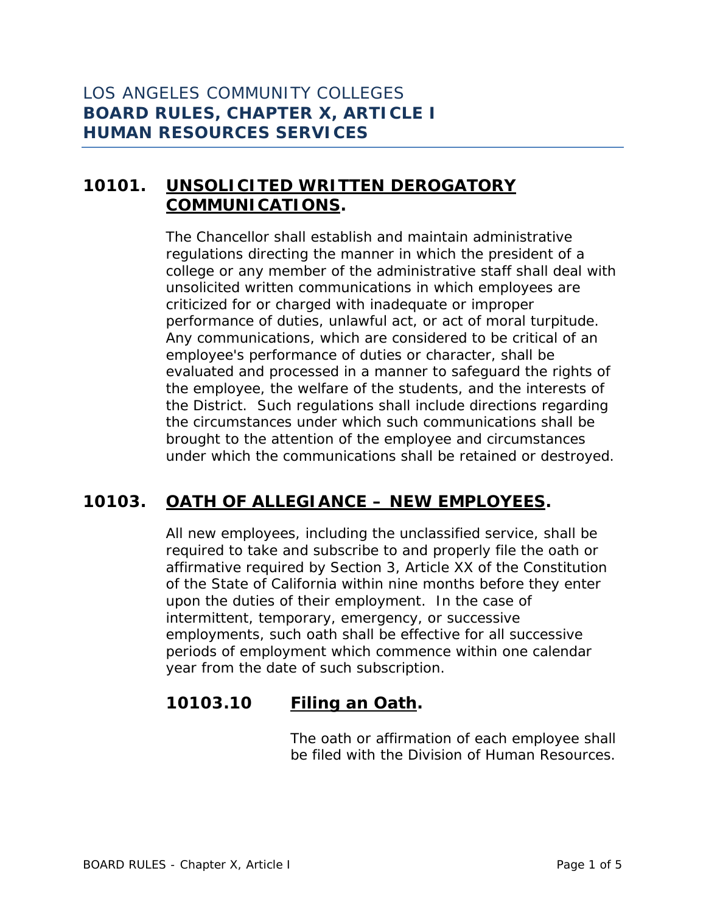# LOS ANGELES COMMUNITY COLLEGES
# **BOARD RULES, CHAPTER X, ARTICLE I**
# **HUMAN RESOURCES SERVICES**

## **10101. UNSOLICITED WRITTEN DEROGATORY COMMUNICATIONS.**

The Chancellor shall establish and maintain administrative regulations directing the manner in which the president of a college or any member of the administrative staff shall deal with unsolicited written communications in which employees are criticized for or charged with inadequate or improper performance of duties, unlawful act, or act of moral turpitude. Any communications, which are considered to be critical of an employee's performance of duties or character, shall be evaluated and processed in a manner to safeguard the rights of the employee, the welfare of the students, and the interests of the District. Such regulations shall include directions regarding the circumstances under which such communications shall be brought to the attention of the employee and circumstances under which the communications shall be retained or destroyed.

## **10103. OATH OF ALLEGIANCE – NEW EMPLOYEES.**

All new employees, including the unclassified service, shall be required to take and subscribe to and properly file the oath or affirmative required by Section 3, Article XX of the Constitution of the State of California within nine months before they enter upon the duties of their employment. In the case of intermittent, temporary, emergency, or successive employments, such oath shall be effective for all successive periods of employment which commence within one calendar year from the date of such subscription.

### **10103.10 Filing an Oath.**

The oath or affirmation of each employee shall be filed with the Division of Human Resources.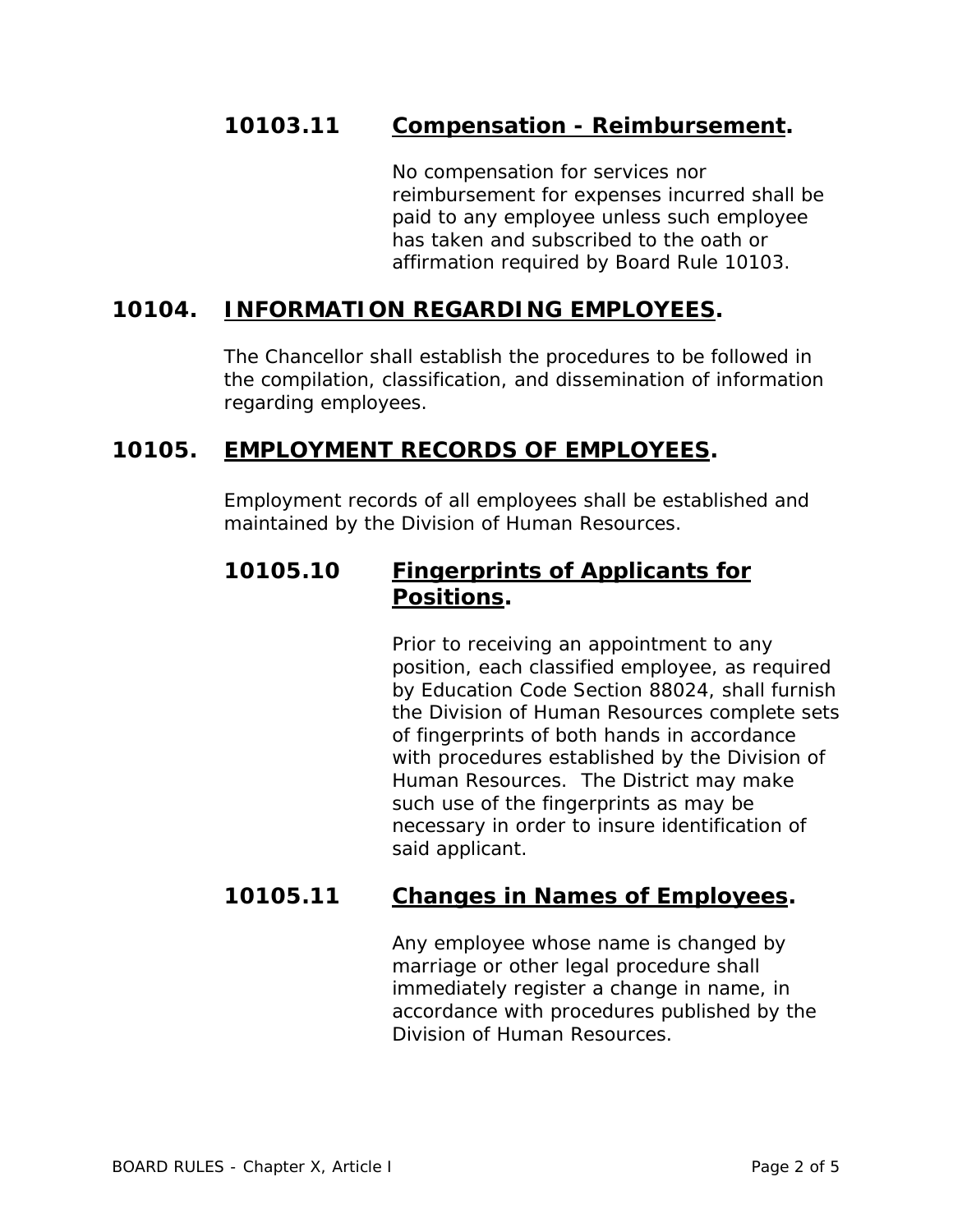### 10103.11 <u>Compensation - Reimbursement</u>.

No compensation for services nor reimbursement for expenses incurred shall be paid to any employee unless such employee has taken and subscribed to the oath or affirmation required by Board Rule 10103.

## 10104. <u>INFORMATION REGARDING EMPLOYEES</u>.

The Chancellor shall establish the procedures to be followed in the compilation, classification, and dissemination of information regarding employees.

## 10105. <u>EMPLOYMENT RECORDS OF EMPLOYEES</u>.

Employment records of all employees shall be established and maintained by the Division of Human Resources.

### 10105.10 <u>Fingerprints of Applicants for Positions</u>.

Prior to receiving an appointment to any position, each classified employee, as required by Education Code Section 88024, shall furnish the Division of Human Resources complete sets of fingerprints of both hands in accordance with procedures established by the Division of Human Resources. The District may make such use of the fingerprints as may be necessary in order to insure identification of said applicant.

### 10105.11 <u>Changes in Names of Employees</u>.

Any employee whose name is changed by marriage or other legal procedure shall immediately register a change in name, in accordance with procedures published by the Division of Human Resources.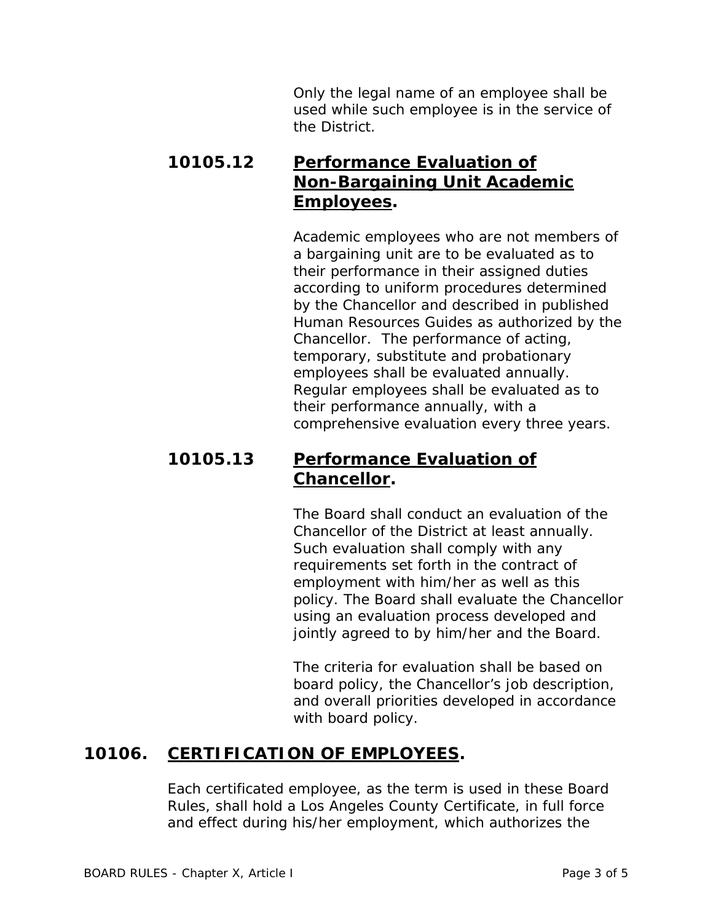Only the legal name of an employee shall be used while such employee is in the service of the District.

### 10105.12 **Performance Evaluation of Non-Bargaining Unit Academic Employees.**

Academic employees who are not members of a bargaining unit are to be evaluated as to their performance in their assigned duties according to uniform procedures determined by the Chancellor and described in published Human Resources Guides as authorized by the Chancellor. The performance of acting, temporary, substitute and probationary employees shall be evaluated annually. Regular employees shall be evaluated as to their performance annually, with a comprehensive evaluation every three years.

### 10105.13 **Performance Evaluation of Chancellor.**

The Board shall conduct an evaluation of the Chancellor of the District at least annually. Such evaluation shall comply with any requirements set forth in the contract of employment with him/her as well as this policy. The Board shall evaluate the Chancellor using an evaluation process developed and jointly agreed to by him/her and the Board.

The criteria for evaluation shall be based on board policy, the Chancellor's job description, and overall priorities developed in accordance with board policy.

## 10106. **CERTIFICATION OF EMPLOYEES.**

Each certificated employee, as the term is used in these Board Rules, shall hold a Los Angeles County Certificate, in full force and effect during his/her employment, which authorizes the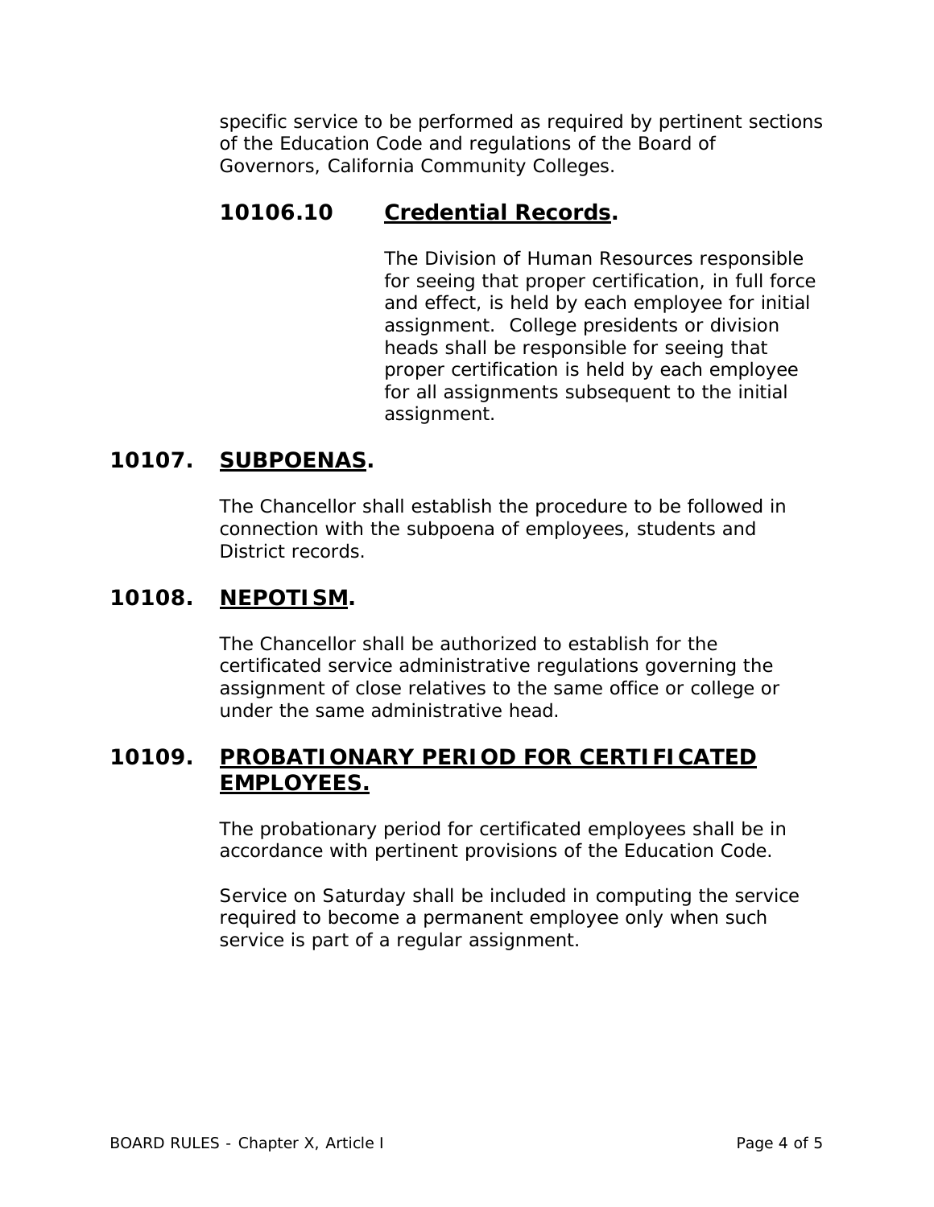specific service to be performed as required by pertinent sections of the Education Code and regulations of the Board of Governors, California Community Colleges.

### 10106.10 **Credential Records.**

The Division of Human Resources responsible for seeing that proper certification, in full force and effect, is held by each employee for initial assignment. College presidents or division heads shall be responsible for seeing that proper certification is held by each employee for all assignments subsequent to the initial assignment.

## 10107. **SUBPOENAS.**

The Chancellor shall establish the procedure to be followed in connection with the subpoena of employees, students and District records.

## 10108. **NEPOTISM.**

The Chancellor shall be authorized to establish for the certificated service administrative regulations governing the assignment of close relatives to the same office or college or under the same administrative head.

## 10109. **PROBATIONARY PERIOD FOR CERTIFICATED EMPLOYEES.**

The probationary period for certificated employees shall be in accordance with pertinent provisions of the Education Code.

Service on Saturday shall be included in computing the service required to become a permanent employee only when such service is part of a regular assignment.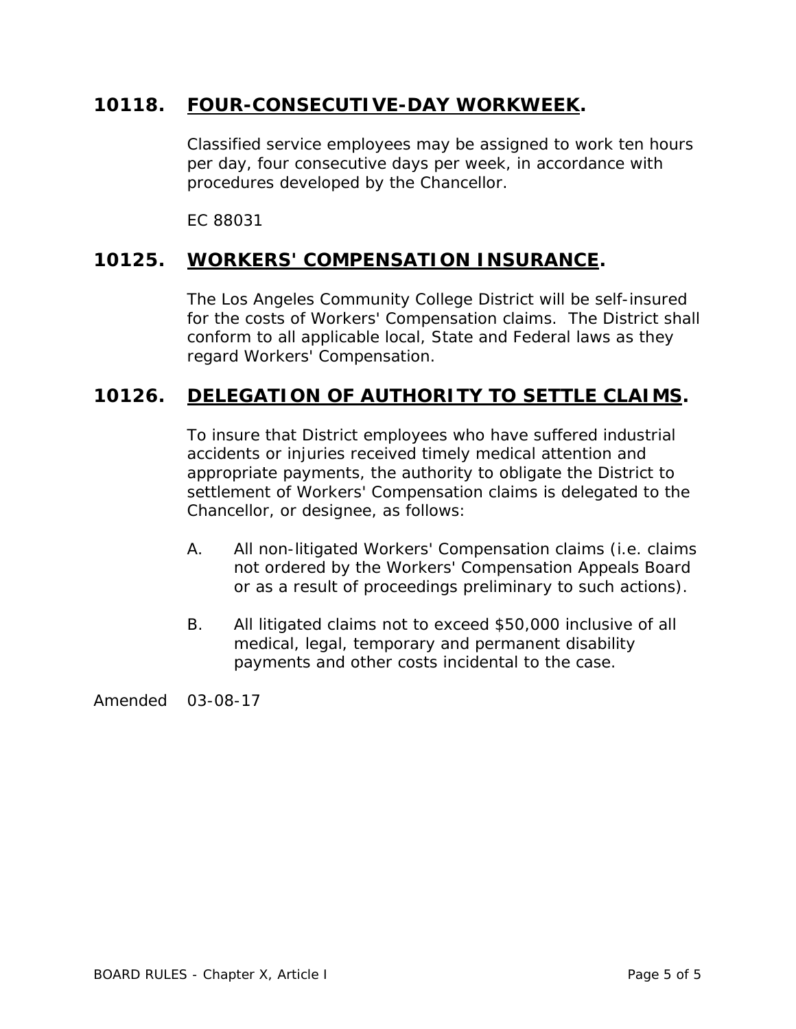## 10118. <u>FOUR-CONSECUTIVE-DAY WORKWEEK</u>.

Classified service employees may be assigned to work ten hours per day, four consecutive days per week, in accordance with procedures developed by the Chancellor.

EC 88031

## 10125. <u>WORKERS' COMPENSATION INSURANCE</u>.

The Los Angeles Community College District will be self-insured for the costs of Workers' Compensation claims. The District shall conform to all applicable local, State and Federal laws as they regard Workers' Compensation.

## 10126. <u>DELEGATION OF AUTHORITY TO SETTLE CLAIMS</u>.

To insure that District employees who have suffered industrial accidents or injuries received timely medical attention and appropriate payments, the authority to obligate the District to settlement of Workers' Compensation claims is delegated to the Chancellor, or designee, as follows:

A. All non-litigated Workers' Compensation claims (i.e. claims not ordered by the Workers' Compensation Appeals Board or as a result of proceedings preliminary to such actions).

B. All litigated claims not to exceed $50,000 inclusive of all medical, legal, temporary and permanent disability payments and other costs incidental to the case.

Amended 03-08-17